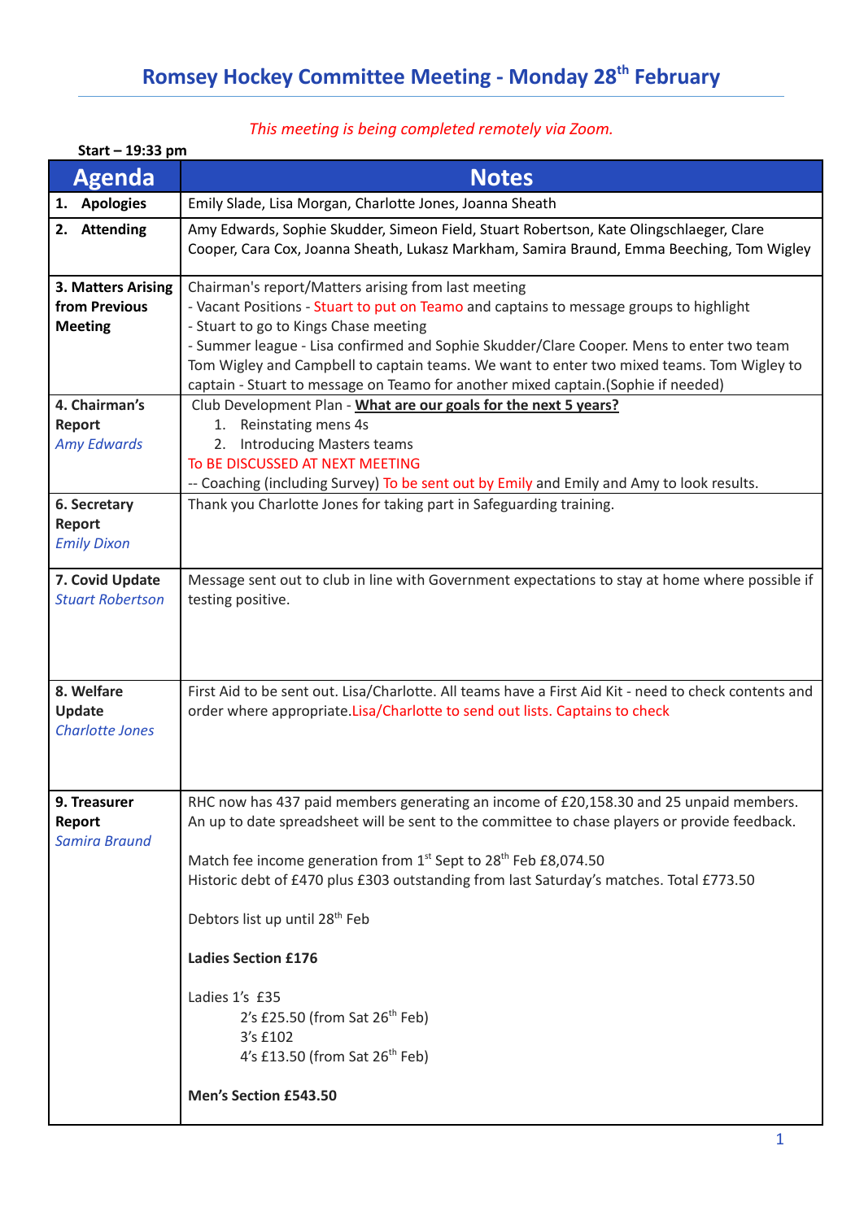# Romsey Hockey Committee Meeting - Monday 28th February

*This meeting is being completed remotely via Zoom.*

**Start – 19:33 pm**

| Agenda | Notes |
|---|---|
| **1. Apologies** | Emily Slade, Lisa Morgan, Charlotte Jones, Joanna Sheath |
| **2. Attending** | Amy Edwards, Sophie Skudder, Simeon Field, Stuart Robertson, Kate Olingschlaeger, Clare Cooper, Cara Cox, Joanna Sheath, Lukasz Markham, Samira Braund, Emma Beeching, Tom Wigley |
| **3. Matters Arising from Previous Meeting** | Chairman's report/Matters arising from last meeting<br>- Vacant Positions - Stuart to put on Teamo and captains to message groups to highlight<br>- Stuart to go to Kings Chase meeting<br>- Summer league - Lisa confirmed and Sophie Skudder/Clare Cooper. Mens to enter two team Tom Wigley and Campbell to captain teams. We want to enter two mixed teams. Tom Wigley to captain - Stuart to message on Teamo for another mixed captain.(Sophie if needed) |
| **4. Chairman's Report** *Amy Edwards* | Club Development Plan - **<u>What are our goals for the next 5 years?</u>**<br>1. Reinstating mens 4s<br>2. Introducing Masters teams<br>To BE DISCUSSED AT NEXT MEETING<br>-- Coaching (including Survey) To be sent out by Emily and Emily and Amy to look results. |
| **6. Secretary Report** *Emily Dixon* | Thank you Charlotte Jones for taking part in Safeguarding training. |
| **7. Covid Update** *Stuart Robertson* | Message sent out to club in line with Government expectations to stay at home where possible if testing positive. |
| **8. Welfare Update** *Charlotte Jones* | First Aid to be sent out. Lisa/Charlotte. All teams have a First Aid Kit - need to check contents and order where appropriate.Lisa/Charlotte to send out lists. Captains to check |
| **9. Treasurer Report** *Samira Braund* | RHC now has 437 paid members generating an income of £20,158.30 and 25 unpaid members. An up to date spreadsheet will be sent to the committee to chase players or provide feedback.<br><br>Match fee income generation from 1st Sept to 28th Feb £8,074.50<br>Historic debt of £470 plus £303 outstanding from last Saturday's matches. Total £773.50<br><br>Debtors list up until 28th Feb<br><br>**Ladies Section £176**<br><br>Ladies 1's £35<br>2's £25.50 (from Sat 26th Feb)<br>3's £102<br>4's £13.50 (from Sat 26th Feb)<br><br>**Men's Section £543.50** |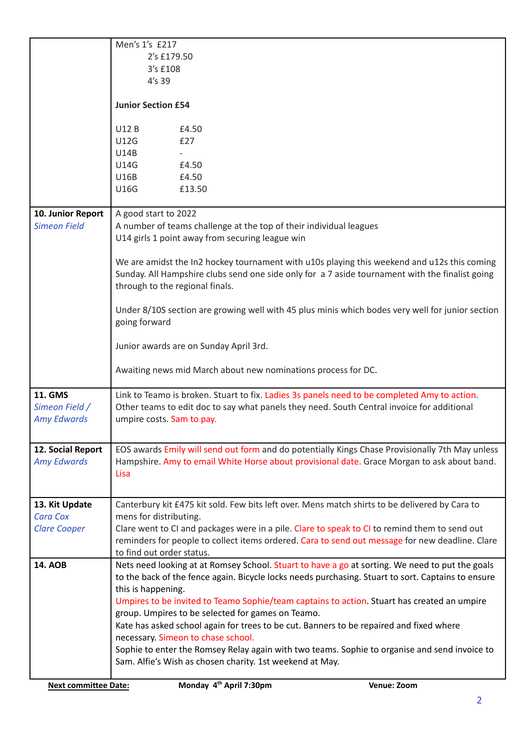| | |
|---|---|
| | Men's 1's £217<br>2's £179.50<br>3's £108<br>4's 39<br><br>**Junior Section £54**<br><br>U12 B £4.50<br>U12G £27<br>U14B -<br>U14G £4.50<br>U16B £4.50<br>U16G £13.50 |
| **10. Junior Report**<br>*Simeon Field* | A good start to 2022<br>A number of teams challenge at the top of their individual leagues<br>U14 girls 1 point away from securing league win<br><br>We are amidst the In2 hockey tournament with u10s playing this weekend and u12s this coming Sunday. All Hampshire clubs send one side only for a 7 aside tournament with the finalist going through to the regional finals.<br><br>Under 8/10S section are growing well with 45 plus minis which bodes very well for junior section going forward<br><br>Junior awards are on Sunday April 3rd.<br><br>Awaiting news mid March about new nominations process for DC. |
| **11. GMS**<br>*Simeon Field / Amy Edwards* | Link to Teamo is broken. Stuart to fix. Ladies 3s panels need to be completed Amy to action. Other teams to edit doc to say what panels they need. South Central invoice for additional umpire costs. Sam to pay. |
| **12. Social Report**<br>*Amy Edwards* | EOS awards Emily will send out form and do potentially Kings Chase Provisionally 7th May unless Hampshire. Amy to email White Horse about provisional date. Grace Morgan to ask about band. Lisa |
| **13. Kit Update**<br>*Cara Cox*<br>*Clare Cooper* | Canterbury kit £475 kit sold. Few bits left over. Mens match shirts to be delivered by Cara to mens for distributing.<br>Clare went to CI and packages were in a pile. Clare to speak to CI to remind them to send out reminders for people to collect items ordered. Cara to send out message for new deadline. Clare to find out order status. |
| **14. AOB** | Nets need looking at at Romsey School. Stuart to have a go at sorting. We need to put the goals to the back of the fence again. Bicycle locks needs purchasing. Stuart to sort. Captains to ensure this is happening.<br>Umpires to be invited to Teamo Sophie/team captains to action. Stuart has created an umpire group. Umpires to be selected for games on Teamo.<br>Kate has asked school again for trees to be cut. Banners to be repaired and fixed where necessary. Simeon to chase school.<br>Sophie to enter the Romsey Relay again with two teams. Sophie to organise and send invoice to Sam. Alfie's Wish as chosen charity. 1st weekend at May. |

**Next committee Date:** **Monday 4th April 7:30pm** **Venue: Zoom**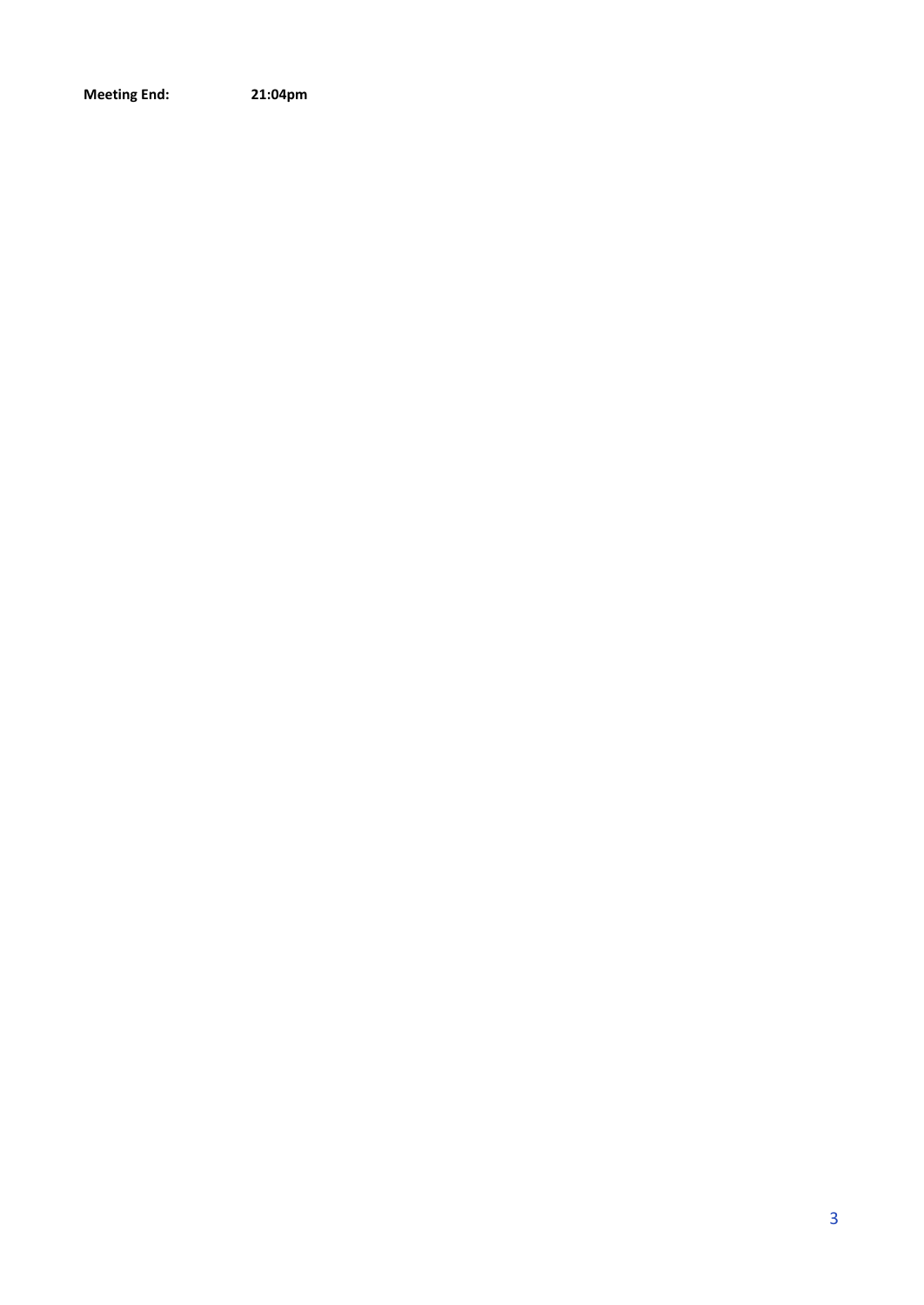**Meeting End:** **21:04pm**